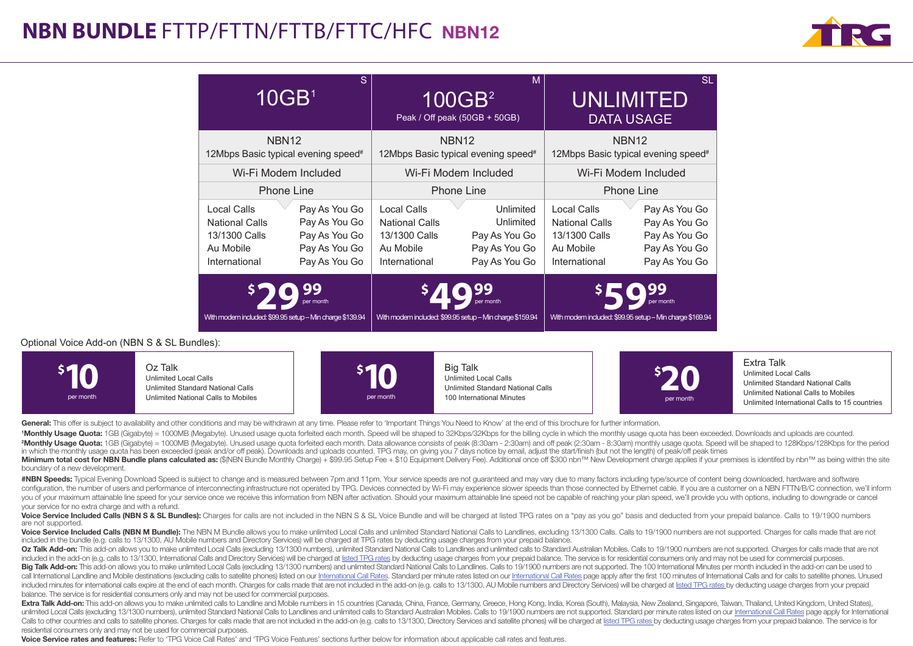# NBN BUNDLE FTTP/FTTN/FTTB/FTTC/HFC NBN12

| S | M | SL |
|---|---|---|
| 10GB[1] | 100GB[2] Peak / Off peak (50GB + 50GB) | UNLIMITED DATA USAGE |
| NBN12 12Mbps Basic typical evening speed# | NBN12 12Mbps Basic typical evening speed# | NBN12 12Mbps Basic typical evening speed# |
| Wi-Fi Modem Included | Wi-Fi Modem Included | Wi-Fi Modem Included |
| Phone Line | Phone Line | Phone Line |
| Local Calls: Pay As You Go | Local Calls: Unlimited | Local Calls: Pay As You Go |
| National Calls: Pay As You Go | National Calls: Unlimited | National Calls: Pay As You Go |
| 13/1300 Calls: Pay As You Go | 13/1300 Calls: Pay As You Go | 13/1300 Calls: Pay As You Go |
| Au Mobile: Pay As You Go | Au Mobile: Pay As You Go | Au Mobile: Pay As You Go |
| International: Pay As You Go | International: Pay As You Go | International: Pay As You Go |
| $29.99 per month | $49.99 per month | $59.99 per month |
| With modem included: $99.95 setup – Min charge $139.94 | With modem included: $99.95 setup – Min charge $159.94 | With modem included: $99.95 setup – Min charge $169.94 |

Optional Voice Add-on (NBN S & SL Bundles):

| Price | Add-on |
|---|---|
| $10 per month | **Oz Talk** Unlimited Local Calls; Unlimited Standard National Calls; Unlimited National Calls to Mobiles |
| $10 per month | **Big Talk** Unlimited Local Calls; Unlimited Standard National Calls; 100 International Minutes |
| $20 per month | **Extra Talk** Unlimited Local Calls; Unlimited Standard National Calls; Unlimited National Calls to Mobiles; Unlimited International Calls to 15 countries |

**General:** This offer is subject to availability and other conditions and may be withdrawn at any time. Please refer to 'Important Things You Need to Know' at the end of this brochure for further information.

[1]**Monthly Usage Quota:** 1GB (Gigabyte) = 1000MB (Megabyte). Unused usage quota forfeited each month. Speed will be shaped to 32Kbps/32Kbps for the billing cycle in which the monthly usage quota has been exceeded. Downloads and uploads are counted.

[2]**Monthly Usage Quota:** 1GB (Gigabyte) = 1000MB (Megabyte). Unused usage quota forfeited each month. Data allowance consists of peak (8:30am - 2:30am) and off peak (2:30am - 8:30am) monthly usage quota. Speed will be shaped to 128Kbps/128Kbps for the period in which the monthly usage quota has been exceeded (peak and/or off peak). Downloads and uploads counted. TPG may, on giving you 7 days notice by email, adjust the start/finish (but not the length) of peak/off peak times

**Minimum total cost for NBN Bundle plans calculated as:** ($(NBN Bundle Monthly Charge) + $99.95 Setup Fee + $10 Equipment Delivery Fee). Additional once off $300 nbn™ New Development charge applies if your premises is identifed by nbn™ as being within the site boundary of a new development.

**#NBN Speeds:** Typical Evening Download Speed is subject to change and is measured between 7pm and 11pm. Your service speeds are not guaranteed and may vary due to many factors including type/source of content being downloaded, hardware and software configuration, the number of users and performance of interconnecting infrastructure not operated by TPG. Devices connected by Wi-Fi may experience slower speeds than those connected by Ethernet cable. If you are a customer on a NBN FTTN/B/C connection, we'll inform you of your maximum attainable line speed for your service once we receive this information from NBN after activation. Should your maximum attainable line speed not be capable of reaching your plan speed, we'll provide you with options, including to downgrade or cancel your service for no extra charge and with a refund.

**Voice Service Included Calls (NBN S & SL Bundles):** Charges for calls are not included in the NBN S & SL Voice Bundle and will be charged at listed TPG rates on a "pay as you go" basis and deducted from your prepaid balance. Calls to 19/1900 numbers are not supported.

**Voice Service Included Calls (NBN M Bundle):** The NBN M Bundle allows you to make unlimited Local Calls and unlimited Standard National Calls to Landlines, excluding 13/1300 Calls. Calls to 19/1900 numbers are not supported. Charges for calls made that are not included in the bundle (e.g. calls to 13/1300, AU Mobile numbers and Directory Services) will be charged at TPG rates by deducting usage charges from your prepaid balance.

**Oz Talk Add-on:** This add-on allows you to make unlimited Local Calls (excluding 13/1300 numbers), unlimited Standard National Calls to Landlines and unlimited calls to Standard Australian Mobiles. Calls to 19/1900 numbers are not supported. Charges for calls made that are not included in the add-on (e.g. calls to 13/1300, International Calls and Directory Services) will be charged at listed TPG rates by deducting usage charges from your prepaid balance. The service is for residential consumers only and may not be used for commercial purposes.

**Big Talk Add-on:** This add-on allows you to make unlimited Local Calls (excluding 13/1300 numbers) and unlimited Standard National Calls to Landlines. Calls to 19/1900 numbers are not supported. The 100 International Minutes per month included in the add-on can be used to call International Landline and Mobile destinations (excluding calls to satellite phones) listed on our International Call Rates. Standard per minute rates listed on our International Call Rates page apply after the first 100 minutes of International Calls and for calls to satellite phones. Unused included minutes for international calls expire at the end of each month. Charges for calls made that are not included in the add-on (e.g. calls to 13/1300, AU Mobile numbers and Directory Services) will be charged at listed TPG rates by deducting usage charges from your prepaid balance. The service is for residential consumers only and may not be used for commercial purposes.

**Extra Talk Add-on:** This add-on allows you to make unlimited calls to Landline and Mobile numbers in 15 countries (Canada, China, France, Germany, Greece, Hong Kong, India, Korea (South), Malaysia, New Zealand, Singapore, Taiwan, Thailand, United Kingdom, United States), unlimited Local Calls (excluding 13/1300 numbers), unlimited Standard National Calls to Landlines and unlimited calls to Standard Australian Mobiles. Calls to 19/1900 numbers are not supported. Standard per minute rates listed on our International Call Rates page apply for International Calls to other countries and calls to satellite phones. Charges for calls made that are not included in the add-on (e.g. calls to 13/1300, Directory Services and satellite phones) will be charged at listed TPG rates by deducting usage charges from your prepaid balance. The service is for residential consumers only and may not be used for commercial purposes.

**Voice Service rates and features:** Refer to 'TPG Voice Call Rates' and 'TPG Voice Features' sections further below for information about applicable call rates and features.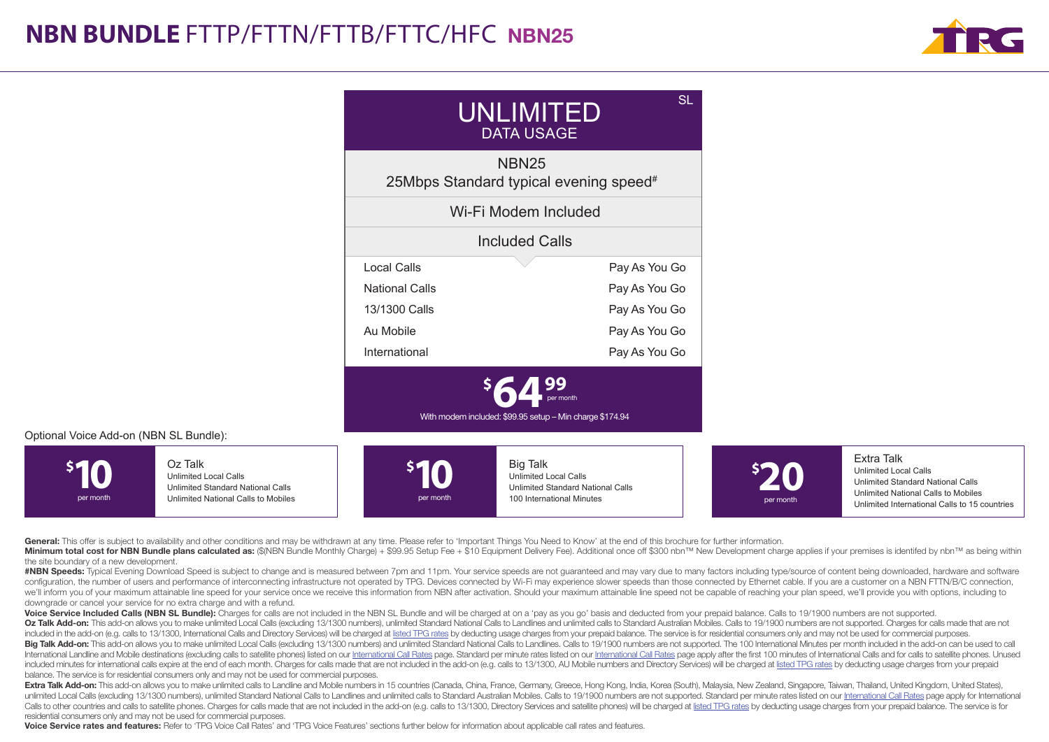# NBN BUNDLE FTTP/FTTN/FTTB/FTTC/HFC NBN25

| UNLIMITED DATA USAGE (SL) | |
|---|---|
| NBN25 25Mbps Standard typical evening speed# | |
| Wi-Fi Modem Included | |
| Included Calls | |
| Local Calls | Pay As You Go |
| National Calls | Pay As You Go |
| 13/1300 Calls | Pay As You Go |
| Au Mobile | Pay As You Go |
| International | Pay As You Go |
| $64.99 per month | |
| With modem included: $99.95 setup – Min charge $174.94 | |

Optional Voice Add-on (NBN SL Bundle):

| Price | Add-on |
|---|---|
| $10 per month | **Oz Talk** Unlimited Local Calls, Unlimited Standard National Calls, Unlimited National Calls to Mobiles |
| $10 per month | **Big Talk** Unlimited Local Calls, Unlimited Standard National Calls, 100 International Minutes |
| $20 per month | **Extra Talk** Unlimited Local Calls, Unlimited Standard National Calls, Unlimited National Calls to Mobiles, Unlimited International Calls to 15 countries |

**General:** This offer is subject to availability and other conditions and may be withdrawn at any time. Please refer to 'Important Things You Need to Know' at the end of this brochure for further information.

**Minimum total cost for NBN Bundle plans calculated as:** ($(NBN Bundle Monthly Charge) + $99.95 Setup Fee + $10 Equipment Delivery Fee). Additional once off $300 nbn™ New Development charge applies if your premises is identifed by nbn™ as being within the site boundary of a new development.

**#NBN Speeds:** Typical Evening Download Speed is subject to change and is measured between 7pm and 11pm. Your service speeds are not guaranteed and may vary due to many factors including type/source of content being downloaded, hardware and software configuration, the number of users and performance of interconnecting infrastructure not operated by TPG. Devices connected by Wi-Fi may experience slower speeds than those connected by Ethernet cable. If you are a customer on a NBN FTTN/B/C connection, we'll inform you of your maximum attainable line speed for your service once we receive this information from NBN after activation. Should your maximum attainable line speed not be capable of reaching your plan speed, we'll provide you with options, including to downgrade or cancel your service for no extra charge and with a refund.

**Voice Service Included Calls (NBN SL Bundle):** Charges for calls are not included in the NBN SL Bundle and will be charged at on a 'pay as you go' basis and deducted from your prepaid balance. Calls to 19/1900 numbers are not supported.

**Oz Talk Add-on:** This add-on allows you to make unlimited Local Calls (excluding 13/1300 numbers), unlimited Standard National Calls to Landlines and unlimited calls to Standard Australian Mobiles. Calls to 19/1900 numbers are not supported. Charges for calls made that are not included in the add-on (e.g. calls to 13/1300, International Calls and Directory Services) will be charged at listed TPG rates by deducting usage charges from your prepaid balance. The service is for residential consumers only and may not be used for commercial purposes.

**Big Talk Add-on:** This add-on allows you to make unlimited Local Calls (excluding 13/1300 numbers) and unlimited Standard National Calls to Landlines. Calls to 19/1900 numbers are not supported. The 100 International Minutes per month included in the add-on can be used to call International Landline and Mobile destinations (excluding calls to satellite phones) listed on our International Call Rates page. Standard per minute rates listed on our International Call Rates page apply after the first 100 minutes of International Calls and for calls to satellite phones. Unused included minutes for international calls expire at the end of each month. Charges for calls made that are not included in the add-on (e.g. calls to 13/1300, AU Mobile numbers and Directory Services) will be charged at listed TPG rates by deducting usage charges from your prepaid balance. The service is for residential consumers only and may not be used for commercial purposes.

**Extra Talk Add-on:** This add-on allows you to make unlimited calls to Landline and Mobile numbers in 15 countries (Canada, China, France, Germany, Greece, Hong Kong, India, Korea (South), Malaysia, New Zealand, Singapore, Taiwan, Thailand, United Kingdom, United States), unlimited Local Calls (excluding 13/1300 numbers), unlimited Standard National Calls to Landlines and unlimited calls to Standard Australian Mobiles. Calls to 19/1900 numbers are not supported. Standard per minute rates listed on our International Call Rates page apply for International Calls to other countries and calls to satellite phones. Charges for calls made that are not included in the add-on (e.g. calls to 13/1300, Directory Services and satellite phones) will be charged at listed TPG rates by deducting usage charges from your prepaid balance. The service is for residential consumers only and may not be used for commercial purposes.

**Voice Service rates and features:** Refer to 'TPG Voice Call Rates' and 'TPG Voice Features' sections further below for information about applicable call rates and features.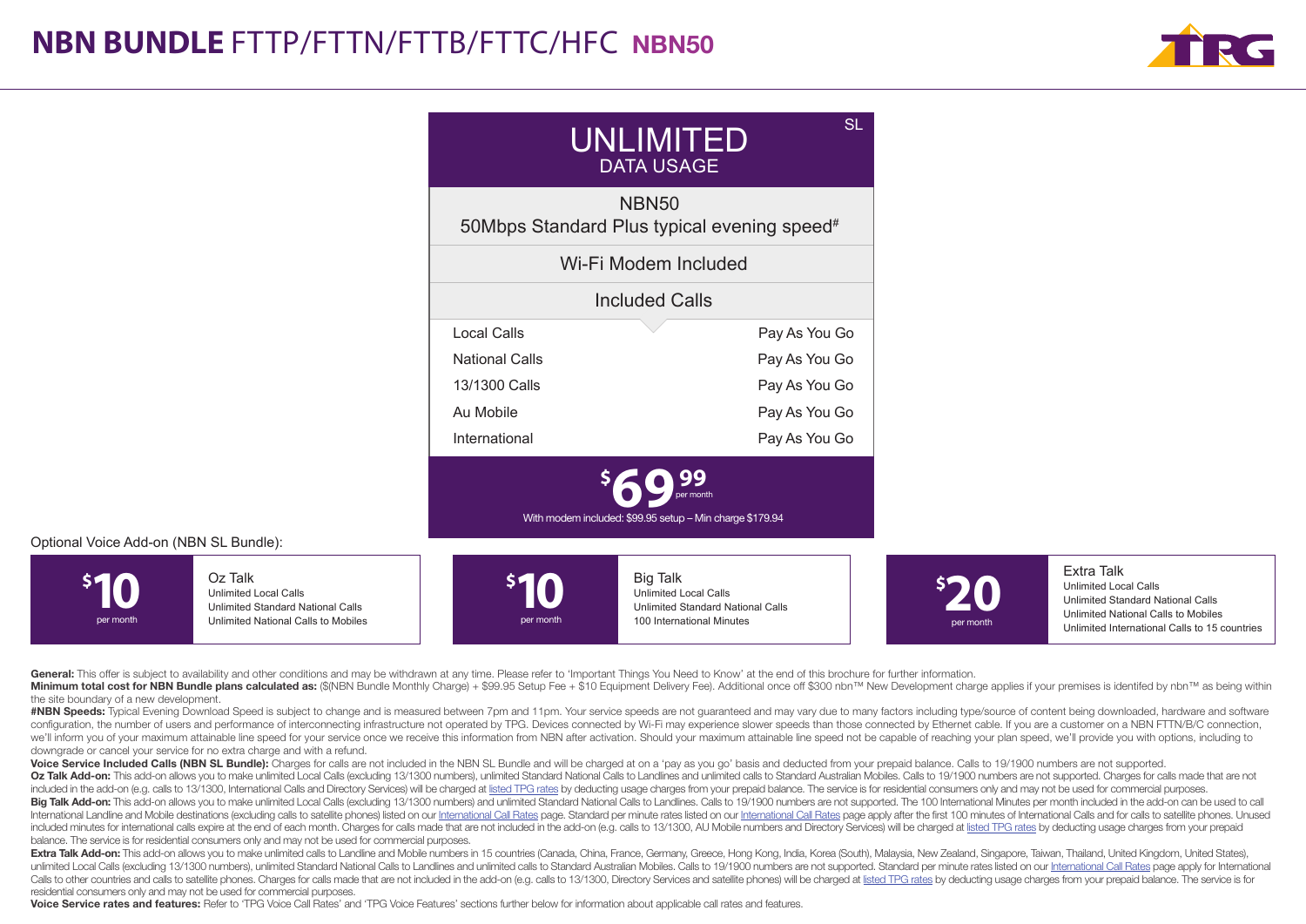# NBN BUNDLE FTTP/FTTN/FTTB/FTTC/HFC NBN50

| UNLIMITED DATA USAGE (SL) | |
|---|---|
| NBN50 50Mbps Standard Plus typical evening speed# | |
| Wi-Fi Modem Included | |
| Included Calls | |
| Local Calls | Pay As You Go |
| National Calls | Pay As You Go |
| 13/1300 Calls | Pay As You Go |
| Au Mobile | Pay As You Go |
| International | Pay As You Go |
| $69.99 per month | |
| With modem included: $99.95 setup – Min charge $179.94 | |

Optional Voice Add-on (NBN SL Bundle):

| Price | Add-on |
|---|---|
| $10 per month | **Oz Talk**<br>Unlimited Local Calls<br>Unlimited Standard National Calls<br>Unlimited National Calls to Mobiles |
| $10 per month | **Big Talk**<br>Unlimited Local Calls<br>Unlimited Standard National Calls<br>100 International Minutes |
| $20 per month | **Extra Talk**<br>Unlimited Local Calls<br>Unlimited Standard National Calls<br>Unlimited National Calls to Mobiles<br>Unlimited International Calls to 15 countries |

**General:** This offer is subject to availability and other conditions and may be withdrawn at any time. Please refer to 'Important Things You Need to Know' at the end of this brochure for further information.

**Minimum total cost for NBN Bundle plans calculated as:** ($(NBN Bundle Monthly Charge) + $99.95 Setup Fee + $10 Equipment Delivery Fee). Additional once off $300 nbn™ New Development charge applies if your premises is identifed by nbn™ as being within the site boundary of a new development.

**#NBN Speeds:** Typical Evening Download Speed is subject to change and is measured between 7pm and 11pm. Your service speeds are not guaranteed and may vary due to many factors including type/source of content being downloaded, hardware and software configuration, the number of users and performance of interconnecting infrastructure not operated by TPG. Devices connected by Wi-Fi may experience slower speeds than those connected by Ethernet cable. If you are a customer on a NBN FTTN/B/C connection, we'll inform you of your maximum attainable line speed for your service once we receive this information from NBN after activation. Should your maximum attainable line speed not be capable of reaching your plan speed, we'll provide you with options, including to downgrade or cancel your service for no extra charge and with a refund.

**Voice Service Included Calls (NBN SL Bundle):** Charges for calls are not included in the NBN SL Bundle and will be charged at on a 'pay as you go' basis and deducted from your prepaid balance. Calls to 19/1900 numbers are not supported.

**Oz Talk Add-on:** This add-on allows you to make unlimited Local Calls (excluding 13/1300 numbers), unlimited Standard National Calls to Landlines and unlimited calls to Standard Australian Mobiles. Calls to 19/1900 numbers are not supported. Charges for calls made that are not included in the add-on (e.g. calls to 13/1300, International Calls and Directory Services) will be charged at listed TPG rates by deducting usage charges from your prepaid balance. The service is for residential consumers only and may not be used for commercial purposes.

**Big Talk Add-on:** This add-on allows you to make unlimited Local Calls (excluding 13/1300 numbers) and unlimited Standard National Calls to Landlines. Calls to 19/1900 numbers are not supported. The 100 International Minutes per month included in the add-on can be used to call International Landline and Mobile destinations (excluding calls to satellite phones) listed on our International Call Rates page. Standard per minute rates listed on our International Call Rates page apply after the first 100 minutes of International Calls and for calls to satellite phones. Unused included minutes for international calls expire at the end of each month. Charges for calls made that are not included in the add-on (e.g. calls to 13/1300, AU Mobile numbers and Directory Services) will be charged at listed TPG rates by deducting usage charges from your prepaid balance. The service is for residential consumers only and may not be used for commercial purposes.

**Extra Talk Add-on:** This add-on allows you to make unlimited calls to Landline and Mobile numbers in 15 countries (Canada, China, France, Germany, Greece, Hong Kong, India, Korea (South), Malaysia, New Zealand, Singapore, Taiwan, Thailand, United Kingdom, United States), unlimited Local Calls (excluding 13/1300 numbers), unlimited Standard National Calls to Landlines and unlimited calls to Standard Australian Mobiles. Calls to 19/1900 numbers are not supported. Standard per minute rates listed on our International Call Rates page apply for International Calls to other countries and calls to satellite phones. Charges for calls made that are not included in the add-on (e.g. calls to 13/1300, Directory Services and satellite phones) will be charged at listed TPG rates by deducting usage charges from your prepaid balance. The service is for residential consumers only and may not be used for commercial purposes.

**Voice Service rates and features:** Refer to 'TPG Voice Call Rates' and 'TPG Voice Features' sections further below for information about applicable call rates and features.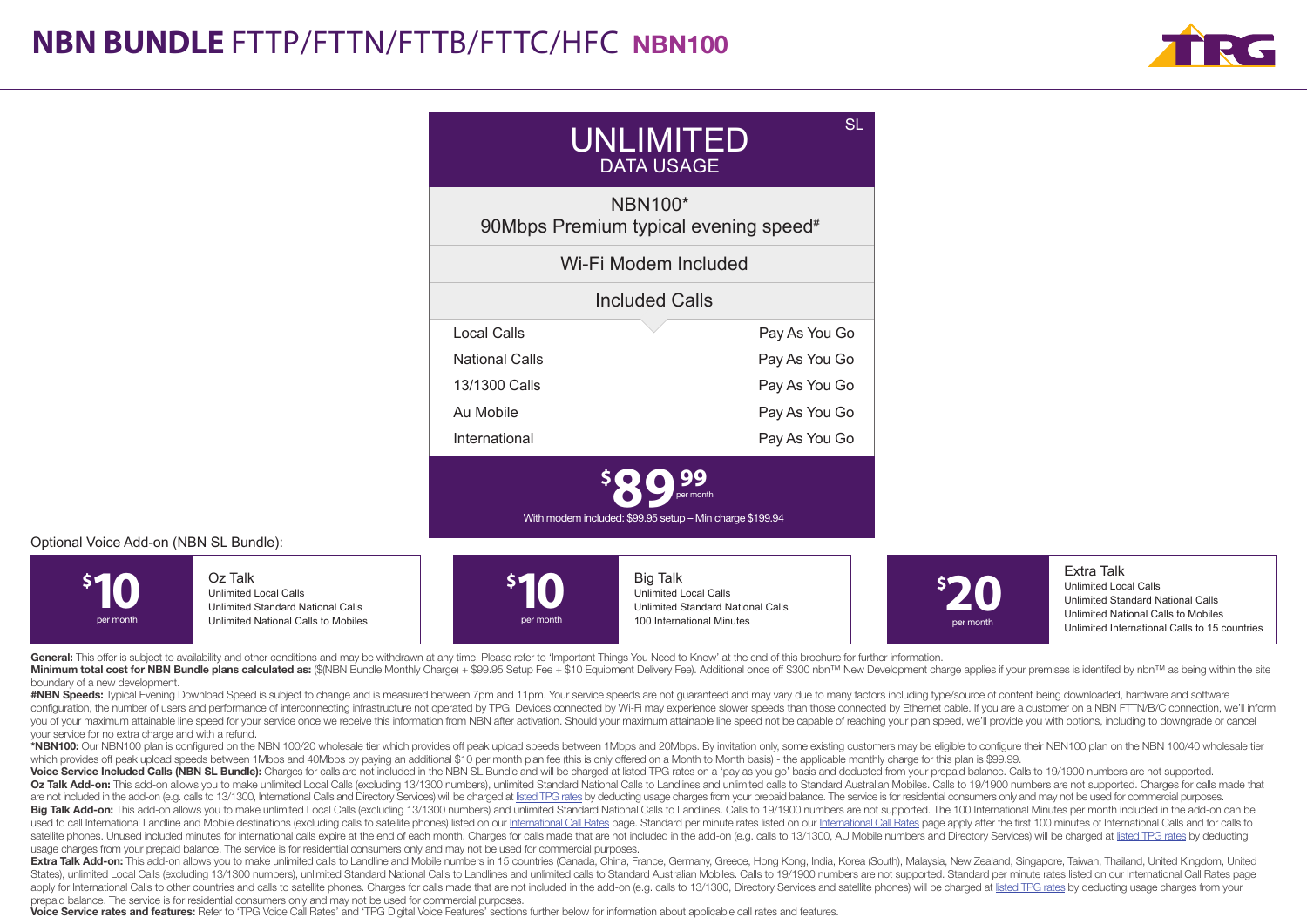# NBN BUNDLE FTTP/FTTN/FTTB/FTTC/HFC NBN100

SL

## UNLIMITED
DATA USAGE

NBN100*
90Mbps Premium typical evening speed#

Wi-Fi Modem Included

Included Calls

| Call Type | Rate |
|---|---|
| Local Calls | Pay As You Go |
| National Calls | Pay As You Go |
| 13/1300 Calls | Pay As You Go |
| Au Mobile | Pay As You Go |
| International | Pay As You Go |

**$89.99** per month

With modem included: $99.95 setup – Min charge $199.94

Optional Voice Add-on (NBN SL Bundle):

| Price | Add-on |
|---|---|
| $10 per month | **Oz Talk**<br>Unlimited Local Calls<br>Unlimited Standard National Calls<br>Unlimited National Calls to Mobiles |
| $10 per month | **Big Talk**<br>Unlimited Local Calls<br>Unlimited Standard National Calls<br>100 International Minutes |
| $20 per month | **Extra Talk**<br>Unlimited Local Calls<br>Unlimited Standard National Calls<br>Unlimited National Calls to Mobiles<br>Unlimited International Calls to 15 countries |

**General:** This offer is subject to availability and other conditions and may be withdrawn at any time. Please refer to 'Important Things You Need to Know' at the end of this brochure for further information.

**Minimum total cost for NBN Bundle plans calculated as:** ($(NBN Bundle Monthly Charge) + $99.95 Setup Fee + $10 Equipment Delivery Fee). Additional once off $300 nbn™ New Development charge applies if your premises is identifed by nbn™ as being within the site boundary of a new development.

**#NBN Speeds:** Typical Evening Download Speed is subject to change and is measured between 7pm and 11pm. Your service speeds are not guaranteed and may vary due to many factors including type/source of content being downloaded, hardware and software configuration, the number of users and performance of interconnecting infrastructure not operated by TPG. Devices connected by Wi-Fi may experience slower speeds than those connected by Ethernet cable. If you are a customer on a NBN FTTN/B/C connection, we'll inform you of your maximum attainable line speed for your service once we receive this information from NBN after activation. Should your maximum attainable line speed not be capable of reaching your plan speed, we'll provide you with options, including to downgrade or cancel your service for no extra charge and with a refund.

***NBN100:** Our NBN100 plan is configured on the NBN 100/20 wholesale tier which provides off peak upload speeds between 1Mbps and 20Mbps. By invitation only, some existing customers may be eligible to configure their NBN100 plan on the NBN 100/40 wholesale tier which provides off peak upload speeds between 1Mbps and 40Mbps by paying an additional $10 per month plan fee (this is only offered on a Month to Month basis) - the applicable monthly charge for this plan is $99.99.

**Voice Service Included Calls (NBN SL Bundle):** Charges for calls are not included in the NBN SL Bundle and will be charged at listed TPG rates on a 'pay as you go' basis and deducted from your prepaid balance. Calls to 19/1900 numbers are not supported.

**Oz Talk Add-on:** This add-on allows you to make unlimited Local Calls (excluding 13/1300 numbers), unlimited Standard National Calls to Landlines and unlimited calls to Standard Australian Mobiles. Calls to 19/1900 numbers are not supported. Charges for calls made that are not included in the add-on (e.g. calls to 13/1300, International Calls and Directory Services) will be charged at listed TPG rates by deducting usage charges from your prepaid balance. The service is for residential consumers only and may not be used for commercial purposes.

**Big Talk Add-on:** This add-on allows you to make unlimited Local Calls (excluding 13/1300 numbers) and unlimited Standard National Calls to Landlines. Calls to 19/1900 numbers are not supported. The 100 International Minutes per month included in the add-on can be used to call International Landline and Mobile destinations (excluding calls to satellite phones) listed on our International Call Rates page. Standard per minute rates listed on our International Call Rates page apply after the first 100 minutes of International Calls and for calls to satellite phones. Unused included minutes for international calls expire at the end of each month. Charges for calls made that are not included in the add-on (e.g. calls to 13/1300, AU Mobile numbers and Directory Services) will be charged at listed TPG rates by deducting usage charges from your prepaid balance. The service is for residential consumers only and may not be used for commercial purposes.

**Extra Talk Add-on:** This add-on allows you to make unlimited calls to Landline and Mobile numbers in 15 countries (Canada, China, France, Germany, Greece, Hong Kong, India, Korea (South), Malaysia, New Zealand, Singapore, Taiwan, Thailand, United Kingdom, United States), unlimited Local Calls (excluding 13/1300 numbers), unlimited Standard National Calls to Landlines and unlimited calls to Standard Australian Mobiles. Calls to 19/1900 numbers are not supported. Standard per minute rates listed on our International Call Rates page apply for International Calls to other countries and calls to satellite phones. Charges for calls made that are not included in the add-on (e.g. calls to 13/1300, Directory Services and satellite phones) will be charged at listed TPG rates by deducting usage charges from your prepaid balance. The service is for residential consumers only and may not be used for commercial purposes.

**Voice Service rates and features:** Refer to 'TPG Voice Call Rates' and 'TPG Digital Voice Features' sections further below for information about applicable call rates and features.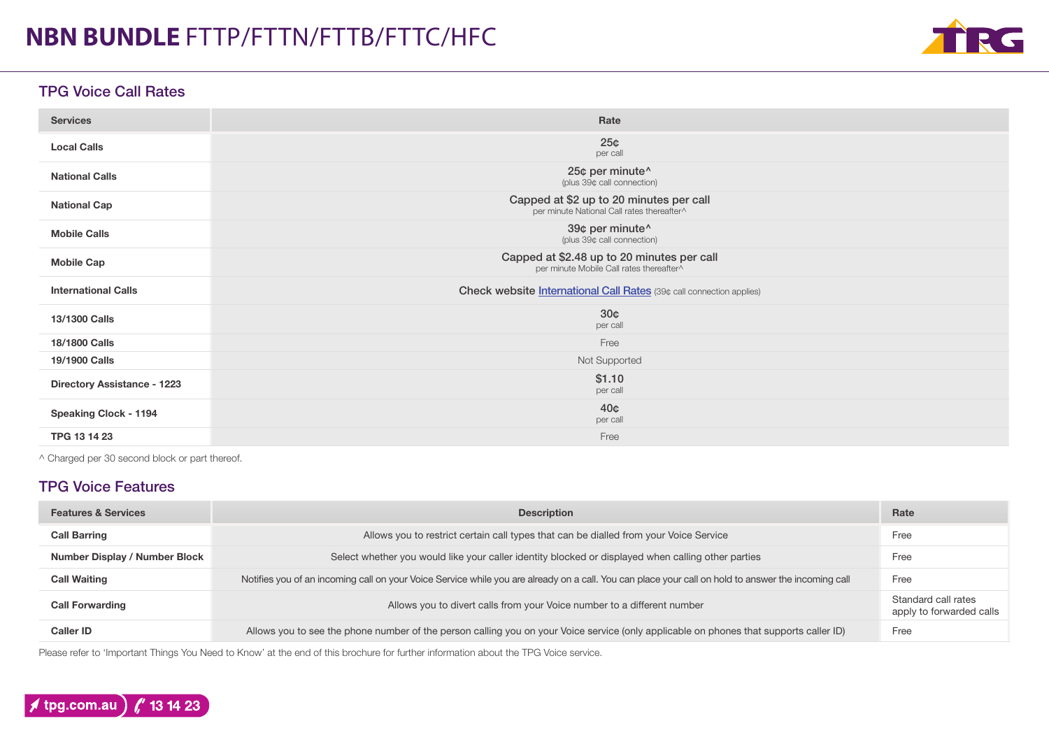# NBN BUNDLE FTTP/FTTN/FTTB/FTTC/HFC

## TPG Voice Call Rates

| Services | Rate |
|---|---|
| Local Calls | 25¢ per call |
| National Calls | 25¢ per minute^ (plus 39¢ call connection) |
| National Cap | Capped at $2 up to 20 minutes per call per minute National Call rates thereafter^ |
| Mobile Calls | 39¢ per minute^ (plus 39¢ call connection) |
| Mobile Cap | Capped at $2.48 up to 20 minutes per call per minute Mobile Call rates thereafter^ |
| International Calls | Check website International Call Rates (39¢ call connection applies) |
| 13/1300 Calls | 30¢ per call |
| 18/1800 Calls | Free |
| 19/1900 Calls | Not Supported |
| Directory Assistance - 1223 | $1.10 per call |
| Speaking Clock - 1194 | 40¢ per call |
| TPG 13 14 23 | Free |

^ Charged per 30 second block or part thereof.

## TPG Voice Features

| Features & Services | Description | Rate |
|---|---|---|
| Call Barring | Allows you to restrict certain call types that can be dialled from your Voice Service | Free |
| Number Display / Number Block | Select whether you would like your caller identity blocked or displayed when calling other parties | Free |
| Call Waiting | Notifies you of an incoming call on your Voice Service while you are already on a call. You can place your call on hold to answer the incoming call | Free |
| Call Forwarding | Allows you to divert calls from your Voice number to a different number | Standard call rates apply to forwarded calls |
| Caller ID | Allows you to see the phone number of the person calling you on your Voice service (only applicable on phones that supports caller ID) | Free |

Please refer to 'Important Things You Need to Know' at the end of this brochure for further information about the TPG Voice service.

tpg.com.au | 13 14 23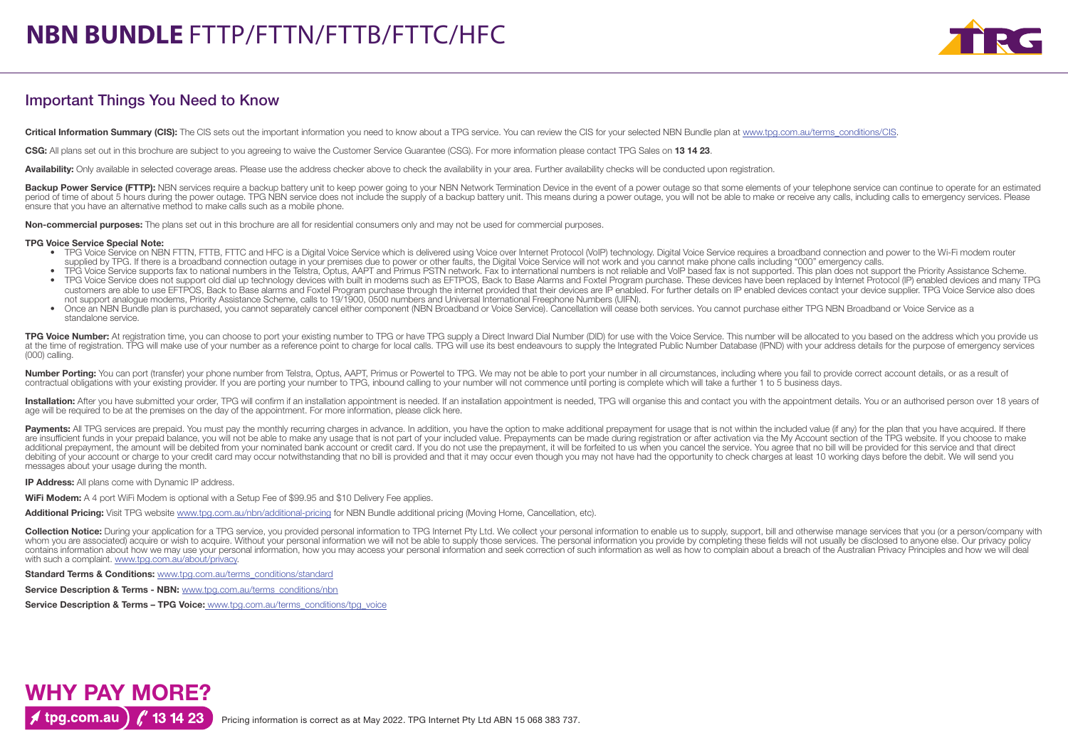# **NBN BUNDLE** FTTP/FTTN/FTTB/FTTC/HFC

## Important Things You Need to Know

**Critical Information Summary (CIS):** The CIS sets out the important information you need to know about a TPG service. You can review the CIS for your selected NBN Bundle plan at www.tpg.com.au/terms_conditions/CIS.

**CSG:** All plans set out in this brochure are subject to you agreeing to waive the Customer Service Guarantee (CSG). For more information please contact TPG Sales on **13 14 23**.

**Availability:** Only available in selected coverage areas. Please use the address checker above to check the availability in your area. Further availability checks will be conducted upon registration.

**Backup Power Service (FTTP):** NBN services require a backup battery unit to keep power going to your NBN Network Termination Device in the event of a power outage so that some elements of your telephone service can continue to operate for an estimated period of time of about 5 hours during the power outage. TPG NBN service does not include the supply of a backup battery unit. This means during a power outage, you will not be able to make or receive any calls, including calls to emergency services. Please ensure that you have an alternative method to make calls such as a mobile phone.

**Non-commercial purposes:** The plans set out in this brochure are all for residential consumers only and may not be used for commercial purposes.

**TPG Voice Service Special Note:**

- TPG Voice Service on NBN FTTN, FTTB, FTTC and HFC is a Digital Voice Service which is delivered using Voice over Internet Protocol (VoIP) technology. Digital Voice Service requires a broadband connection and power to the Wi-Fi modem router supplied by TPG. If there is a broadband connection outage in your premises due to power or other faults, the Digital Voice Service will not work and you cannot make phone calls including "000" emergency calls.
- TPG Voice Service supports fax to national numbers in the Telstra, Optus, AAPT and Primus PSTN network. Fax to international numbers is not reliable and VoIP based fax is not supported. This plan does not support the Priority Assistance Scheme.
- TPG Voice Service does not support old dial up technology devices with built in modems such as EFTPOS, Back to Base Alarms and Foxtel Program purchase. These devices have been replaced by Internet Protocol (IP) enabled devices and many TPG customers are able to use EFTPOS, Back to Base alarms and Foxtel Program purchase through the internet provided that their devices are IP enabled. For further details on IP enabled devices contact your device supplier. TPG Voice Service also does not support analogue modems, Priority Assistance Scheme, calls to 19/1900, 0500 numbers and Universal International Freephone Numbers (UIFN).
- Once an NBN Bundle plan is purchased, you cannot separately cancel either component (NBN Broadband or Voice Service). Cancellation will cease both services. You cannot purchase either TPG NBN Broadband or Voice Service as a standalone service.

**TPG Voice Number:** At registration time, you can choose to port your existing number to TPG or have TPG supply a Direct Inward Dial Number (DID) for use with the Voice Service. This number will be allocated to you based on the address which you provide us at the time of registration. TPG will make use of your number as a reference point to charge for local calls. TPG will use its best endeavours to supply the Integrated Public Number Database (IPND) with your address details for the purpose of emergency services (000) calling.

**Number Porting:** You can port (transfer) your phone number from Telstra, Optus, AAPT, Primus or Powertel to TPG. We may not be able to port your number in all circumstances, including where you fail to provide correct account details, or as a result of contractual obligations with your existing provider. If you are porting your number to TPG, inbound calling to your number will not commence until porting is complete which will take a further 1 to 5 business days.

**Installation:** After you have submitted your order, TPG will confirm if an installation appointment is needed. If an installation appointment is needed, TPG will organise this and contact you with the appointment details. You or an authorised person over 18 years of age will be required to be at the premises on the day of the appointment. For more information, please click here.

**Payments:** All TPG services are prepaid. You must pay the monthly recurring charges in advance. In addition, you have the option to make additional prepayment for usage that is not within the included value (if any) for the plan that you have acquired. If there are insufficient funds in your prepaid balance, you will not be able to make any usage that is not part of your included value. Prepayments can be made during registration or after activation via the My Account section of the TPG website. If you choose to make additional prepayment, the amount will be debited from your nominated bank account or credit card. If you do not use the prepayment, it will be forfeited to us when you cancel the service. You agree that no bill will be provided for this service and that direct debiting of your account or charge to your credit card may occur notwithstanding that no bill is provided and that it may occur even though you may not have had the opportunity to check charges at least 10 working days before the debit. We will send you messages about your usage during the month.

**IP Address:** All plans come with Dynamic IP address.

**WiFi Modem:** A 4 port WiFi Modem is optional with a Setup Fee of $99.95 and $10 Delivery Fee applies.

**Additional Pricing:** Visit TPG website www.tpg.com.au/nbn/additional-pricing for NBN Bundle additional pricing (Moving Home, Cancellation, etc).

**Collection Notice:** During your application for a TPG service, you provided personal information to TPG Internet Pty Ltd. We collect your personal information to enable us to supply, support, bill and otherwise manage services that you (or a person/company with whom you are associated) acquire or wish to acquire. Without your personal information we will not be able to supply those services. The personal information you provide by completing these fields will not usually be disclosed to anyone else. Our privacy policy contains information about how we may use your personal information, how you may access your personal information and seek correction of such information as well as how to complain about a breach of the Australian Privacy Principles and how we will deal with such a complaint. www.tpg.com.au/about/privacy.

**Standard Terms & Conditions:** www.tpg.com.au/terms_conditions/standard

**Service Description & Terms - NBN:** www.tpg.com.au/terms_conditions/nbn

**Service Description & Terms – TPG Voice:** www.tpg.com.au/terms_conditions/tpg_voice

**WHY PAY MORE?**

tpg.com.au 13 14 23

Pricing information is correct as at May 2022. TPG Internet Pty Ltd ABN 15 068 383 737.